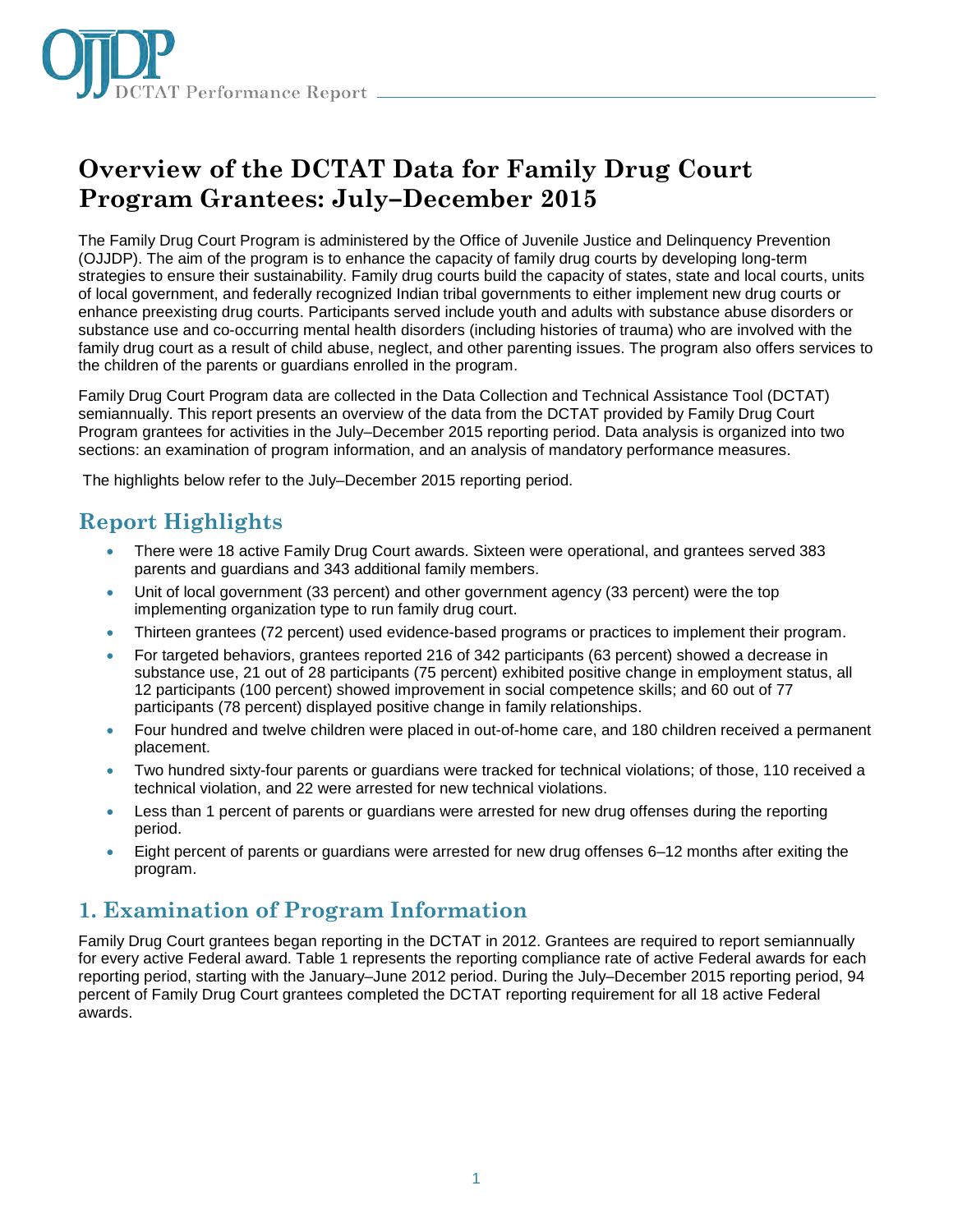# Overview of the DCTAT Data for Family Drug Court Program Grantees: July–December 2015

The Family Drug Court Program is administered by the Office of Juvenile Justice and Delinquency Prevention (OJJDP). The aim of the program is to enhance the capacity of family drug courts by developing long-term strategies to ensure their sustainability. Family drug courts build the capacity of states, state and local courts, units of local government, and federally recognized Indian tribal governments to either implement new drug courts or enhance preexisting drug courts. Participants served include youth and adults with substance abuse disorders or substance use and co-occurring mental health disorders (including histories of trauma) who are involved with the family drug court as a result of child abuse, neglect, and other parenting issues. The program also offers services to the children of the parents or guardians enrolled in the program.

Family Drug Court Program data are collected in the Data Collection and Technical Assistance Tool (DCTAT) semiannually. This report presents an overview of the data from the DCTAT provided by Family Drug Court Program grantees for activities in the July–December 2015 reporting period. Data analysis is organized into two sections: an examination of program information, and an analysis of mandatory performance measures.

The highlights below refer to the July–December 2015 reporting period.

## Report Highlights

- There were 18 active Family Drug Court awards. Sixteen were operational, and grantees served 383 parents and guardians and 343 additional family members.
- Unit of local government (33 percent) and other government agency (33 percent) were the top implementing organization type to run family drug court.
- Thirteen grantees (72 percent) used evidence-based programs or practices to implement their program.
- For targeted behaviors, grantees reported 216 of 342 participants (63 percent) showed a decrease in substance use, 21 out of 28 participants (75 percent) exhibited positive change in employment status, all 12 participants (100 percent) showed improvement in social competence skills; and 60 out of 77 participants (78 percent) displayed positive change in family relationships.
- Four hundred and twelve children were placed in out-of-home care, and 180 children received a permanent placement.
- Two hundred sixty-four parents or guardians were tracked for technical violations; of those, 110 received a technical violation, and 22 were arrested for new technical violations.
- Less than 1 percent of parents or guardians were arrested for new drug offenses during the reporting period.
- Eight percent of parents or guardians were arrested for new drug offenses 6–12 months after exiting the program.

## 1. Examination of Program Information

Family Drug Court grantees began reporting in the DCTAT in 2012. Grantees are required to report semiannually for every active Federal award. Table 1 represents the reporting compliance rate of active Federal awards for each reporting period, starting with the January–June 2012 period. During the July–December 2015 reporting period, 94 percent of Family Drug Court grantees completed the DCTAT reporting requirement for all 18 active Federal awards.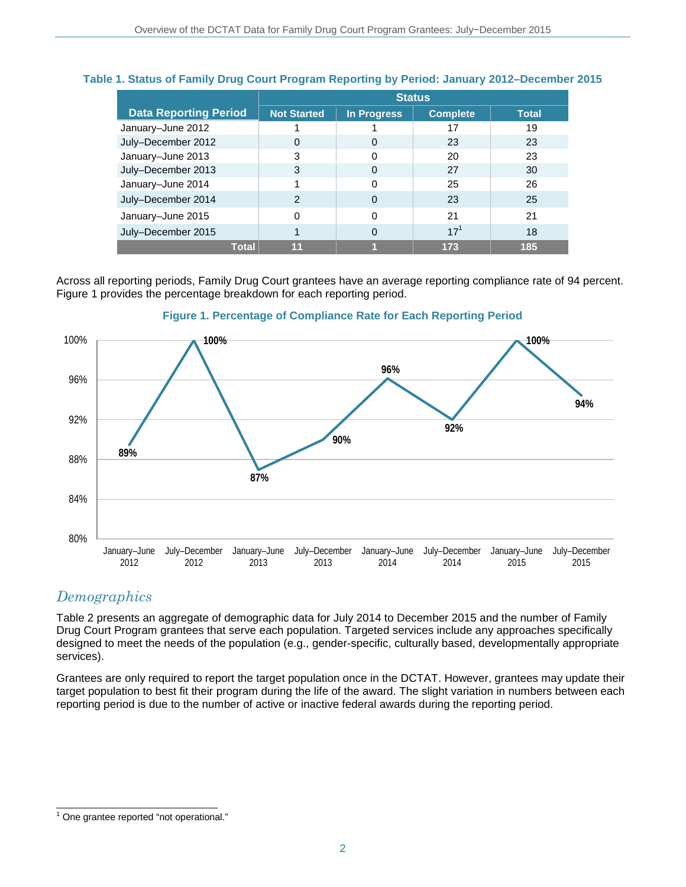**Table 1. Status of Family Drug Court Program Reporting by Period: January 2012–December 2015**

| Data Reporting Period | Status | | | |
|---|---|---|---|---|
| | Not Started | In Progress | Complete | Total |
| January–June 2012 | 1 | 1 | 17 | 19 |
| July–December 2012 | 0 | 0 | 23 | 23 |
| January–June 2013 | 3 | 0 | 20 | 23 |
| July–December 2013 | 3 | 0 | 27 | 30 |
| January–June 2014 | 1 | 0 | 25 | 26 |
| July–December 2014 | 2 | 0 | 23 | 25 |
| January–June 2015 | 0 | 0 | 21 | 21 |
| July–December 2015 | 1 | 0 | 17[1] | 18 |
| **Total** | **11** | **1** | **173** | **185** |

Across all reporting periods, Family Drug Court grantees have an average reporting compliance rate of 94 percent. Figure 1 provides the percentage breakdown for each reporting period.

**Figure 1. Percentage of Compliance Rate for Each Reporting Period**

| Reporting Period | Compliance Rate |
|---|---|
| January–June 2012 | 89% |
| July–December 2012 | 100% |
| January–June 2013 | 87% |
| July–December 2013 | 90% |
| January–June 2014 | 96% |
| July–December 2014 | 92% |
| January–June 2015 | 100% |
| July–December 2015 | 94% |

## *Demographics*

Table 2 presents an aggregate of demographic data for July 2014 to December 2015 and the number of Family Drug Court Program grantees that serve each population. Targeted services include any approaches specifically designed to meet the needs of the population (e.g., gender-specific, culturally based, developmentally appropriate services).

Grantees are only required to report the target population once in the DCTAT. However, grantees may update their target population to best fit their program during the life of the award. The slight variation in numbers between each reporting period is due to the number of active or inactive federal awards during the reporting period.

[1] One grantee reported “not operational.”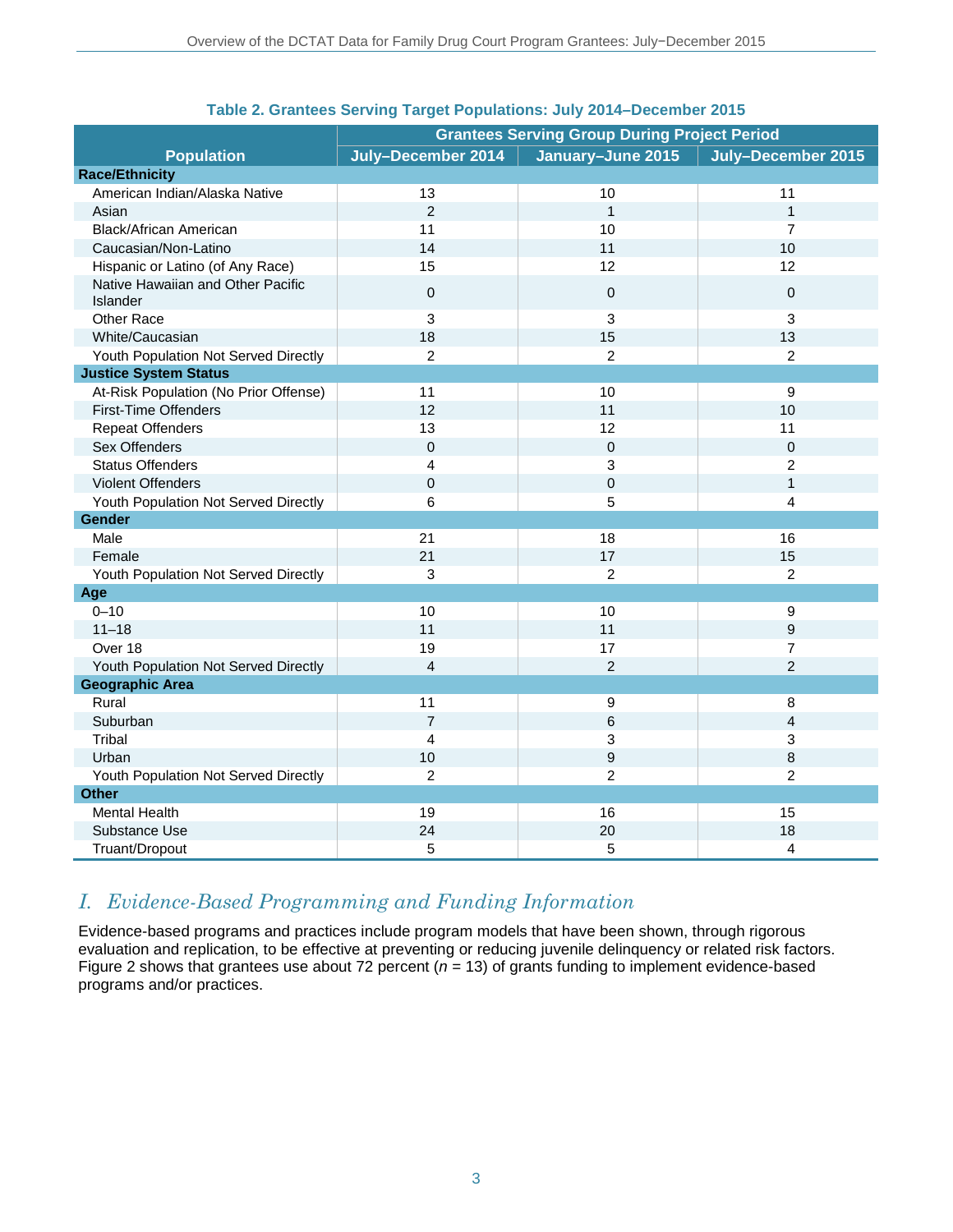**Table 2. Grantees Serving Target Populations: July 2014–December 2015**

| Population | Grantees Serving Group During Project Period | | |
|---|---|---|---|
| | July–December 2014 | January–June 2015 | July–December 2015 |
| **Race/Ethnicity** | | | |
| American Indian/Alaska Native | 13 | 10 | 11 |
| Asian | 2 | 1 | 1 |
| Black/African American | 11 | 10 | 7 |
| Caucasian/Non-Latino | 14 | 11 | 10 |
| Hispanic or Latino (of Any Race) | 15 | 12 | 12 |
| Native Hawaiian and Other Pacific Islander | 0 | 0 | 0 |
| Other Race | 3 | 3 | 3 |
| White/Caucasian | 18 | 15 | 13 |
| Youth Population Not Served Directly | 2 | 2 | 2 |
| **Justice System Status** | | | |
| At-Risk Population (No Prior Offense) | 11 | 10 | 9 |
| First-Time Offenders | 12 | 11 | 10 |
| Repeat Offenders | 13 | 12 | 11 |
| Sex Offenders | 0 | 0 | 0 |
| Status Offenders | 4 | 3 | 2 |
| Violent Offenders | 0 | 0 | 1 |
| Youth Population Not Served Directly | 6 | 5 | 4 |
| **Gender** | | | |
| Male | 21 | 18 | 16 |
| Female | 21 | 17 | 15 |
| Youth Population Not Served Directly | 3 | 2 | 2 |
| **Age** | | | |
| 0–10 | 10 | 10 | 9 |
| 11–18 | 11 | 11 | 9 |
| Over 18 | 19 | 17 | 7 |
| Youth Population Not Served Directly | 4 | 2 | 2 |
| **Geographic Area** | | | |
| Rural | 11 | 9 | 8 |
| Suburban | 7 | 6 | 4 |
| Tribal | 4 | 3 | 3 |
| Urban | 10 | 9 | 8 |
| Youth Population Not Served Directly | 2 | 2 | 2 |
| **Other** | | | |
| Mental Health | 19 | 16 | 15 |
| Substance Use | 24 | 20 | 18 |
| Truant/Dropout | 5 | 5 | 4 |

## *I. Evidence-Based Programming and Funding Information*

Evidence-based programs and practices include program models that have been shown, through rigorous evaluation and replication, to be effective at preventing or reducing juvenile delinquency or related risk factors. Figure 2 shows that grantees use about 72 percent ($n$ = 13) of grants funding to implement evidence-based programs and/or practices.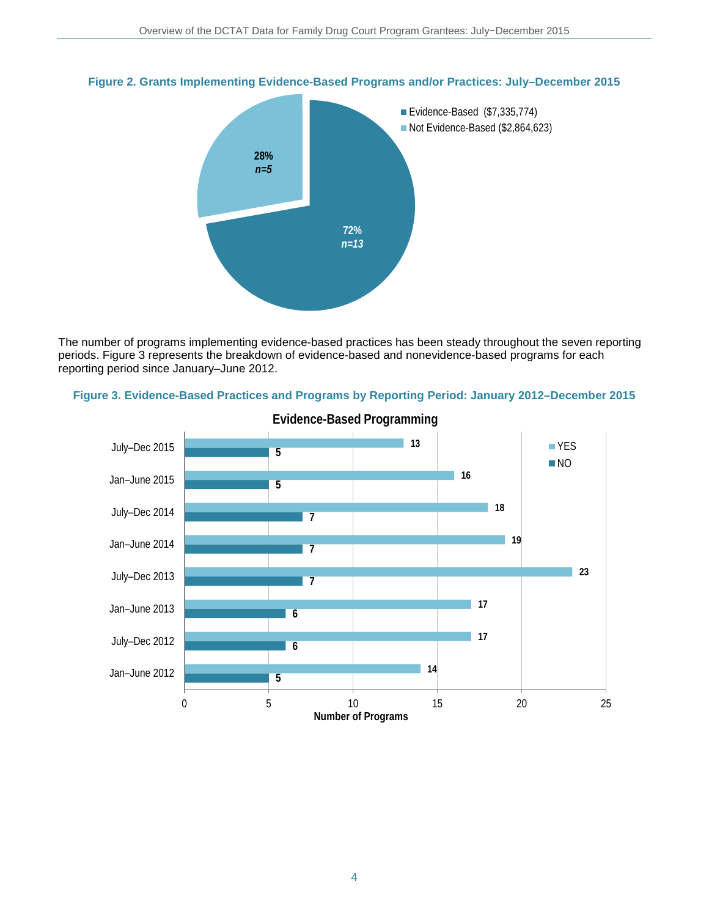**Figure 2. Grants Implementing Evidence-Based Programs and/or Practices: July–December 2015**

| Category | Percent | n |
|---|---|---|
| Evidence-Based ($7,335,774) | 72% | 13 |
| Not Evidence-Based ($2,864,623) | 28% | 5 |

The number of programs implementing evidence-based practices has been steady throughout the seven reporting periods. Figure 3 represents the breakdown of evidence-based and nonevidence-based programs for each reporting period since January–June 2012.

**Figure 3. Evidence-Based Practices and Programs by Reporting Period: January 2012–December 2015**

Evidence-Based Programming

| Reporting Period | YES | NO |
|---|---|---|
| July–Dec 2015 | 13 | 5 |
| Jan–June 2015 | 16 | 5 |
| July–Dec 2014 | 18 | 7 |
| Jan–June 2014 | 19 | 7 |
| July–Dec 2013 | 23 | 7 |
| Jan–June 2013 | 17 | 6 |
| July–Dec 2012 | 17 | 6 |
| Jan–June 2012 | 14 | 5 |

Number of Programs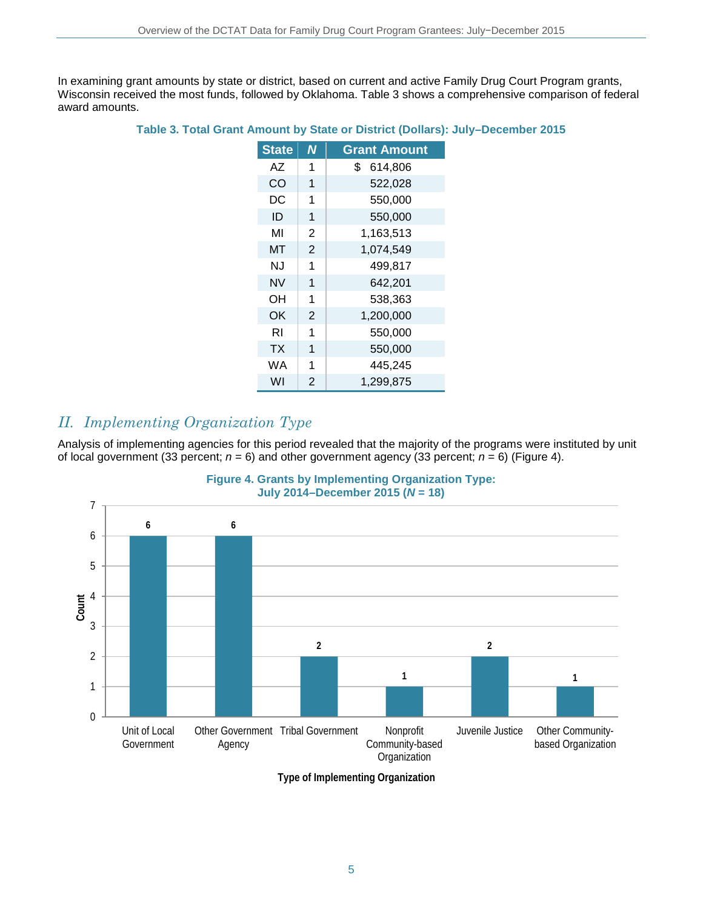In examining grant amounts by state or district, based on current and active Family Drug Court Program grants, Wisconsin received the most funds, followed by Oklahoma. Table 3 shows a comprehensive comparison of federal award amounts.

**Table 3. Total Grant Amount by State or District (Dollars): July–December 2015**

| State | *N* | Grant Amount |
|---|---|---|
| AZ | 1 | $ 614,806 |
| CO | 1 | 522,028 |
| DC | 1 | 550,000 |
| ID | 1 | 550,000 |
| MI | 2 | 1,163,513 |
| MT | 2 | 1,074,549 |
| NJ | 1 | 499,817 |
| NV | 1 | 642,201 |
| OH | 1 | 538,363 |
| OK | 2 | 1,200,000 |
| RI | 1 | 550,000 |
| TX | 1 | 550,000 |
| WA | 1 | 445,245 |
| WI | 2 | 1,299,875 |

## *II. Implementing Organization Type*

Analysis of implementing agencies for this period revealed that the majority of the programs were instituted by unit of local government (33 percent; *n* = 6) and other government agency (33 percent; *n* = 6) (Figure 4).

**Figure 4. Grants by Implementing Organization Type: July 2014–December 2015 (*N* = 18)**

| Type of Implementing Organization | Count |
|---|---|
| Unit of Local Government | 6 |
| Other Government Agency | 6 |
| Tribal Government | 2 |
| Nonprofit Community-based Organization | 1 |
| Juvenile Justice | 2 |
| Other Community-based Organization | 1 |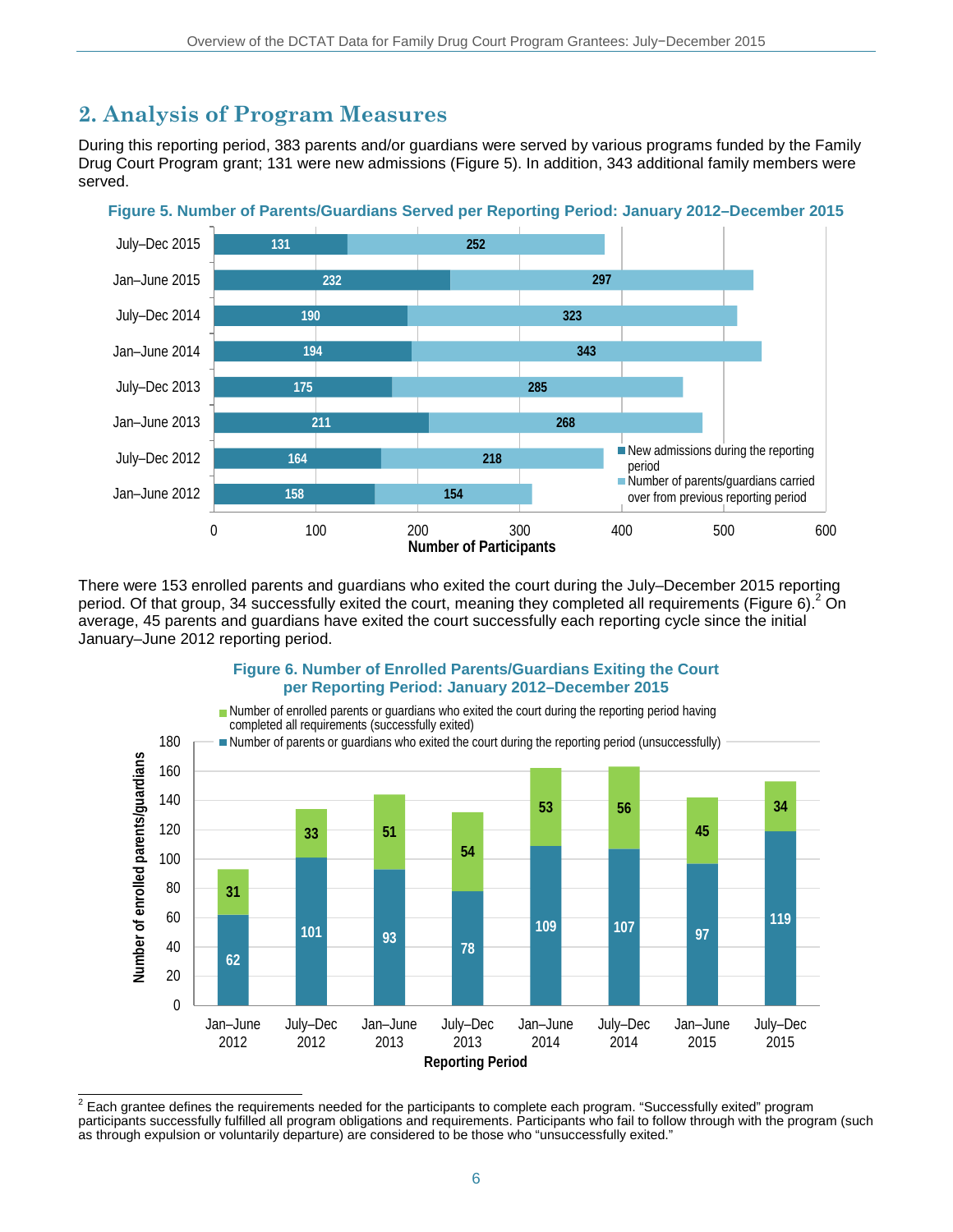## 2. Analysis of Program Measures

During this reporting period, 383 parents and/or guardians were served by various programs funded by the Family Drug Court Program grant; 131 were new admissions (Figure 5). In addition, 343 additional family members were served.

**Figure 5. Number of Parents/Guardians Served per Reporting Period: January 2012–December 2015**

| Reporting Period | New admissions during the reporting period | Number of parents/guardians carried over from previous reporting period |
|---|---|---|
| July–Dec 2015 | 131 | 252 |
| Jan–June 2015 | 232 | 297 |
| July–Dec 2014 | 190 | 323 |
| Jan–June 2014 | 194 | 343 |
| July–Dec 2013 | 175 | 285 |
| Jan–June 2013 | 211 | 268 |
| July–Dec 2012 | 164 | 218 |
| Jan–June 2012 | 158 | 154 |

There were 153 enrolled parents and guardians who exited the court during the July–December 2015 reporting period. Of that group, 34 successfully exited the court, meaning they completed all requirements (Figure 6).[2] On average, 45 parents and guardians have exited the court successfully each reporting cycle since the initial January–June 2012 reporting period.

**Figure 6. Number of Enrolled Parents/Guardians Exiting the Court per Reporting Period: January 2012–December 2015**

| Reporting Period | Number of enrolled parents or guardians who exited the court during the reporting period having completed all requirements (successfully exited) | Number of parents or guardians who exited the court during the reporting period (unsuccessfully) |
|---|---|---|
| Jan–June 2012 | 31 | 62 |
| July–Dec 2012 | 33 | 101 |
| Jan–June 2013 | 51 | 93 |
| July–Dec 2013 | 54 | 78 |
| Jan–June 2014 | 53 | 109 |
| July–Dec 2014 | 56 | 107 |
| Jan–June 2015 | 45 | 97 |
| July–Dec 2015 | 34 | 119 |

[2] Each grantee defines the requirements needed for the participants to complete each program. "Successfully exited" program participants successfully fulfilled all program obligations and requirements. Participants who fail to follow through with the program (such as through expulsion or voluntarily departure) are considered to be those who "unsuccessfully exited."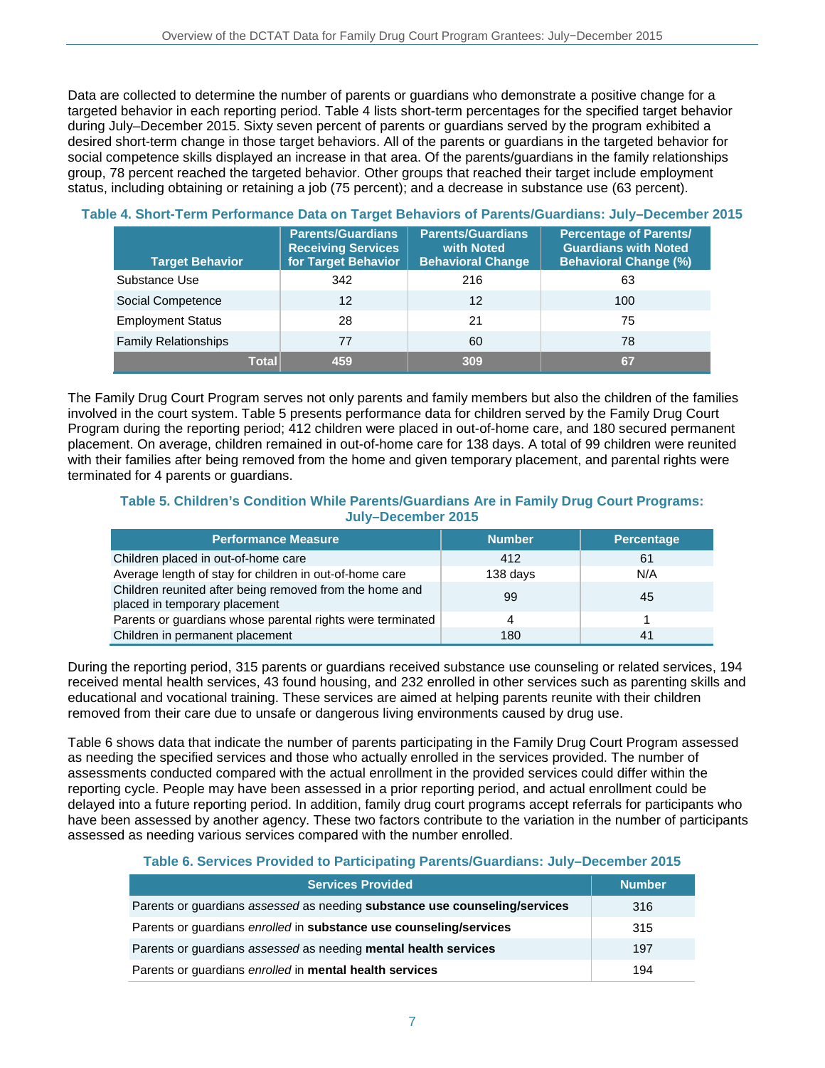Data are collected to determine the number of parents or guardians who demonstrate a positive change for a targeted behavior in each reporting period. Table 4 lists short-term percentages for the specified target behavior during July–December 2015. Sixty seven percent of parents or guardians served by the program exhibited a desired short-term change in those target behaviors. All of the parents or guardians in the targeted behavior for social competence skills displayed an increase in that area. Of the parents/guardians in the family relationships group, 78 percent reached the targeted behavior. Other groups that reached their target include employment status, including obtaining or retaining a job (75 percent); and a decrease in substance use (63 percent).

**Table 4. Short-Term Performance Data on Target Behaviors of Parents/Guardians: July–December 2015**

| Target Behavior | Parents/Guardians Receiving Services for Target Behavior | Parents/Guardians with Noted Behavioral Change | Percentage of Parents/ Guardians with Noted Behavioral Change (%) |
|---|---|---|---|
| Substance Use | 342 | 216 | 63 |
| Social Competence | 12 | 12 | 100 |
| Employment Status | 28 | 21 | 75 |
| Family Relationships | 77 | 60 | 78 |
| **Total** | **459** | **309** | **67** |

The Family Drug Court Program serves not only parents and family members but also the children of the families involved in the court system. Table 5 presents performance data for children served by the Family Drug Court Program during the reporting period; 412 children were placed in out-of-home care, and 180 secured permanent placement. On average, children remained in out-of-home care for 138 days. A total of 99 children were reunited with their families after being removed from the home and given temporary placement, and parental rights were terminated for 4 parents or guardians.

**Table 5. Children's Condition While Parents/Guardians Are in Family Drug Court Programs: July–December 2015**

| Performance Measure | Number | Percentage |
|---|---|---|
| Children placed in out-of-home care | 412 | 61 |
| Average length of stay for children in out-of-home care | 138 days | N/A |
| Children reunited after being removed from the home and placed in temporary placement | 99 | 45 |
| Parents or guardians whose parental rights were terminated | 4 | 1 |
| Children in permanent placement | 180 | 41 |

During the reporting period, 315 parents or guardians received substance use counseling or related services, 194 received mental health services, 43 found housing, and 232 enrolled in other services such as parenting skills and educational and vocational training. These services are aimed at helping parents reunite with their children removed from their care due to unsafe or dangerous living environments caused by drug use.

Table 6 shows data that indicate the number of parents participating in the Family Drug Court Program assessed as needing the specified services and those who actually enrolled in the services provided. The number of assessments conducted compared with the actual enrollment in the provided services could differ within the reporting cycle. People may have been assessed in a prior reporting period, and actual enrollment could be delayed into a future reporting period. In addition, family drug court programs accept referrals for participants who have been assessed by another agency. These two factors contribute to the variation in the number of participants assessed as needing various services compared with the number enrolled.

**Table 6. Services Provided to Participating Parents/Guardians: July–December 2015**

| Services Provided | Number |
|---|---|
| Parents or guardians *assessed* as needing **substance use counseling/services** | 316 |
| Parents or guardians *enrolled* in **substance use counseling/services** | 315 |
| Parents or guardians *assessed* as needing **mental health services** | 197 |
| Parents or guardians *enrolled* in **mental health services** | 194 |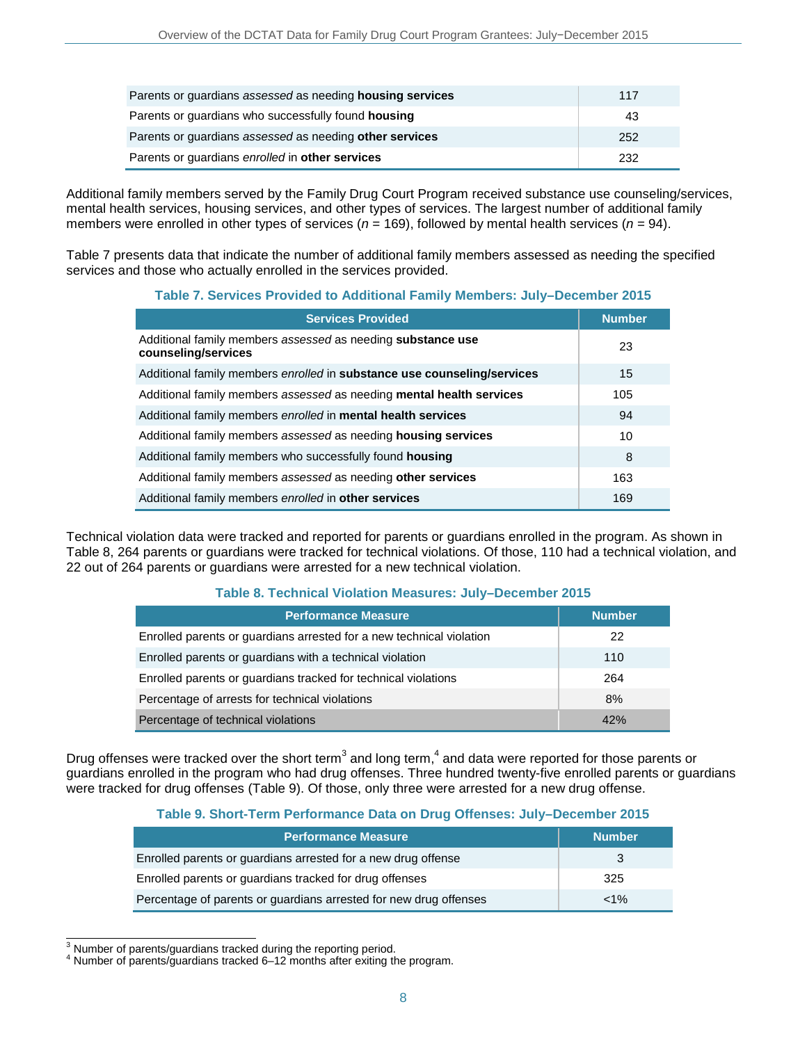| | |
|---|---|
| Parents or guardians *assessed* as needing **housing services** | 117 |
| Parents or guardians who successfully found **housing** | 43 |
| Parents or guardians *assessed* as needing **other services** | 252 |
| Parents or guardians *enrolled* in **other services** | 232 |

Additional family members served by the Family Drug Court Program received substance use counseling/services, mental health services, housing services, and other types of services. The largest number of additional family members were enrolled in other types of services (*n* = 169), followed by mental health services (*n* = 94).

Table 7 presents data that indicate the number of additional family members assessed as needing the specified services and those who actually enrolled in the services provided.

**Table 7. Services Provided to Additional Family Members: July–December 2015**

| Services Provided | Number |
|---|---|
| Additional family members *assessed* as needing **substance use counseling/services** | 23 |
| Additional family members *enrolled* in **substance use counseling/services** | 15 |
| Additional family members *assessed* as needing **mental health services** | 105 |
| Additional family members *enrolled* in **mental health services** | 94 |
| Additional family members *assessed* as needing **housing services** | 10 |
| Additional family members who successfully found **housing** | 8 |
| Additional family members *assessed* as needing **other services** | 163 |
| Additional family members *enrolled* in **other services** | 169 |

Technical violation data were tracked and reported for parents or guardians enrolled in the program. As shown in Table 8, 264 parents or guardians were tracked for technical violations. Of those, 110 had a technical violation, and 22 out of 264 parents or guardians were arrested for a new technical violation.

**Table 8. Technical Violation Measures: July–December 2015**

| Performance Measure | Number |
|---|---|
| Enrolled parents or guardians arrested for a new technical violation | 22 |
| Enrolled parents or guardians with a technical violation | 110 |
| Enrolled parents or guardians tracked for technical violations | 264 |
| Percentage of arrests for technical violations | 8% |
| Percentage of technical violations | 42% |

Drug offenses were tracked over the short term[3] and long term,[4] and data were reported for those parents or guardians enrolled in the program who had drug offenses. Three hundred twenty-five enrolled parents or guardians were tracked for drug offenses (Table 9). Of those, only three were arrested for a new drug offense.

**Table 9. Short-Term Performance Data on Drug Offenses: July–December 2015**

| Performance Measure | Number |
|---|---|
| Enrolled parents or guardians arrested for a new drug offense | 3 |
| Enrolled parents or guardians tracked for drug offenses | 325 |
| Percentage of parents or guardians arrested for new drug offenses | <1% |

[3] Number of parents/guardians tracked during the reporting period.
[4] Number of parents/guardians tracked 6–12 months after exiting the program.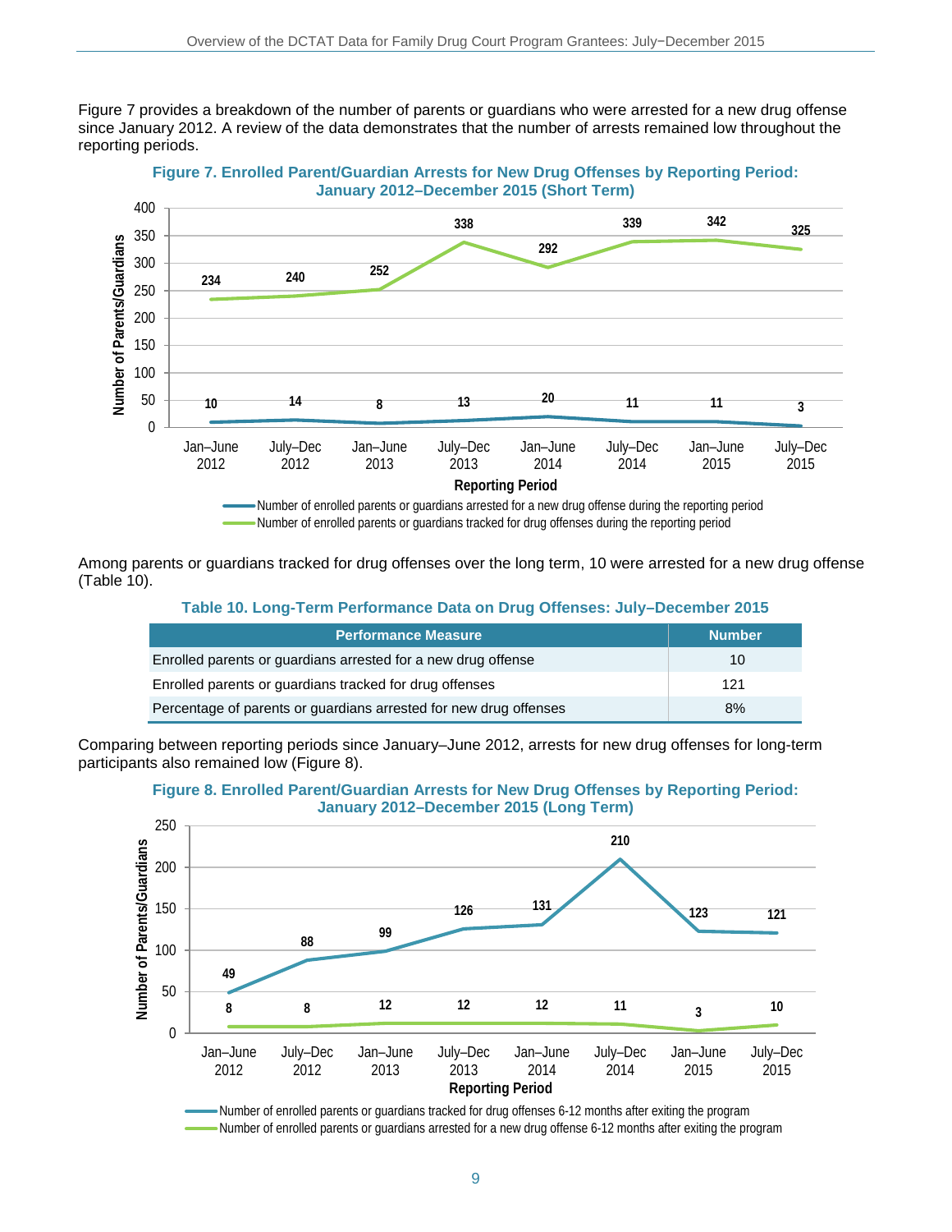Figure 7 provides a breakdown of the number of parents or guardians who were arrested for a new drug offense since January 2012. A review of the data demonstrates that the number of arrests remained low throughout the reporting periods.

**Figure 7. Enrolled Parent/Guardian Arrests for New Drug Offenses by Reporting Period: January 2012–December 2015 (Short Term)**

| Reporting Period | Number of enrolled parents or guardians arrested for a new drug offense during the reporting period | Number of enrolled parents or guardians tracked for drug offenses during the reporting period |
|---|---|---|
| Jan–June 2012 | 10 | 234 |
| July–Dec 2012 | 14 | 240 |
| Jan–June 2013 | 8 | 252 |
| July–Dec 2013 | 13 | 338 |
| Jan–June 2014 | 20 | 292 |
| July–Dec 2014 | 11 | 339 |
| Jan–June 2015 | 11 | 342 |
| July–Dec 2015 | 3 | 325 |

Among parents or guardians tracked for drug offenses over the long term, 10 were arrested for a new drug offense (Table 10).

**Table 10. Long-Term Performance Data on Drug Offenses: July–December 2015**

| Performance Measure | Number |
|---|---|
| Enrolled parents or guardians arrested for a new drug offense | 10 |
| Enrolled parents or guardians tracked for drug offenses | 121 |
| Percentage of parents or guardians arrested for new drug offenses | 8% |

Comparing between reporting periods since January–June 2012, arrests for new drug offenses for long-term participants also remained low (Figure 8).

**Figure 8. Enrolled Parent/Guardian Arrests for New Drug Offenses by Reporting Period: January 2012–December 2015 (Long Term)**

| Reporting Period | Number of enrolled parents or guardians tracked for drug offenses 6-12 months after exiting the program | Number of enrolled parents or guardians arrested for a new drug offense 6-12 months after exiting the program |
|---|---|---|
| Jan–June 2012 | 49 | 8 |
| July–Dec 2012 | 88 | 8 |
| Jan–June 2013 | 99 | 12 |
| July–Dec 2013 | 126 | 12 |
| Jan–June 2014 | 131 | 12 |
| July–Dec 2014 | 210 | 11 |
| Jan–June 2015 | 123 | 3 |
| July–Dec 2015 | 121 | 10 |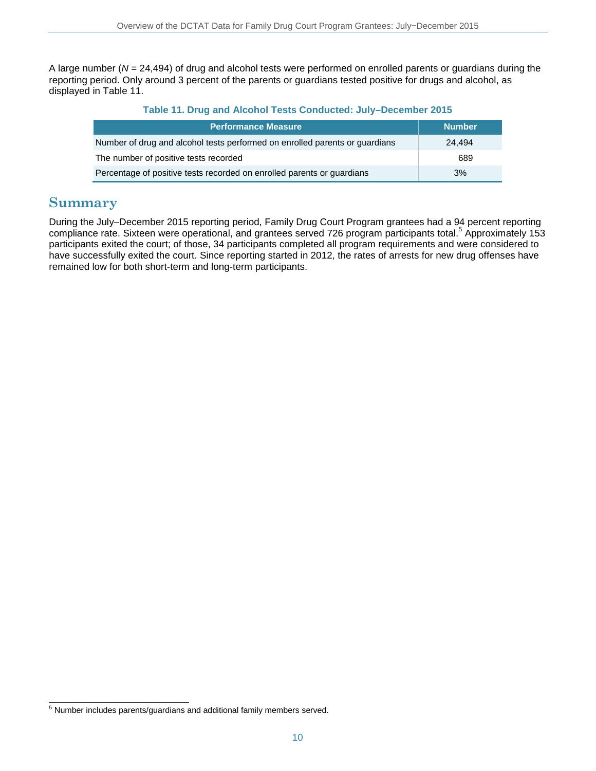A large number (*N* = 24,494) of drug and alcohol tests were performed on enrolled parents or guardians during the reporting period. Only around 3 percent of the parents or guardians tested positive for drugs and alcohol, as displayed in Table 11.

**Table 11. Drug and Alcohol Tests Conducted: July–December 2015**

| Performance Measure | Number |
|---|---|
| Number of drug and alcohol tests performed on enrolled parents or guardians | 24,494 |
| The number of positive tests recorded | 689 |
| Percentage of positive tests recorded on enrolled parents or guardians | 3% |

## Summary

During the July–December 2015 reporting period, Family Drug Court Program grantees had a 94 percent reporting compliance rate. Sixteen were operational, and grantees served 726 program participants total.[5] Approximately 153 participants exited the court; of those, 34 participants completed all program requirements and were considered to have successfully exited the court. Since reporting started in 2012, the rates of arrests for new drug offenses have remained low for both short-term and long-term participants.

[5] Number includes parents/guardians and additional family members served.